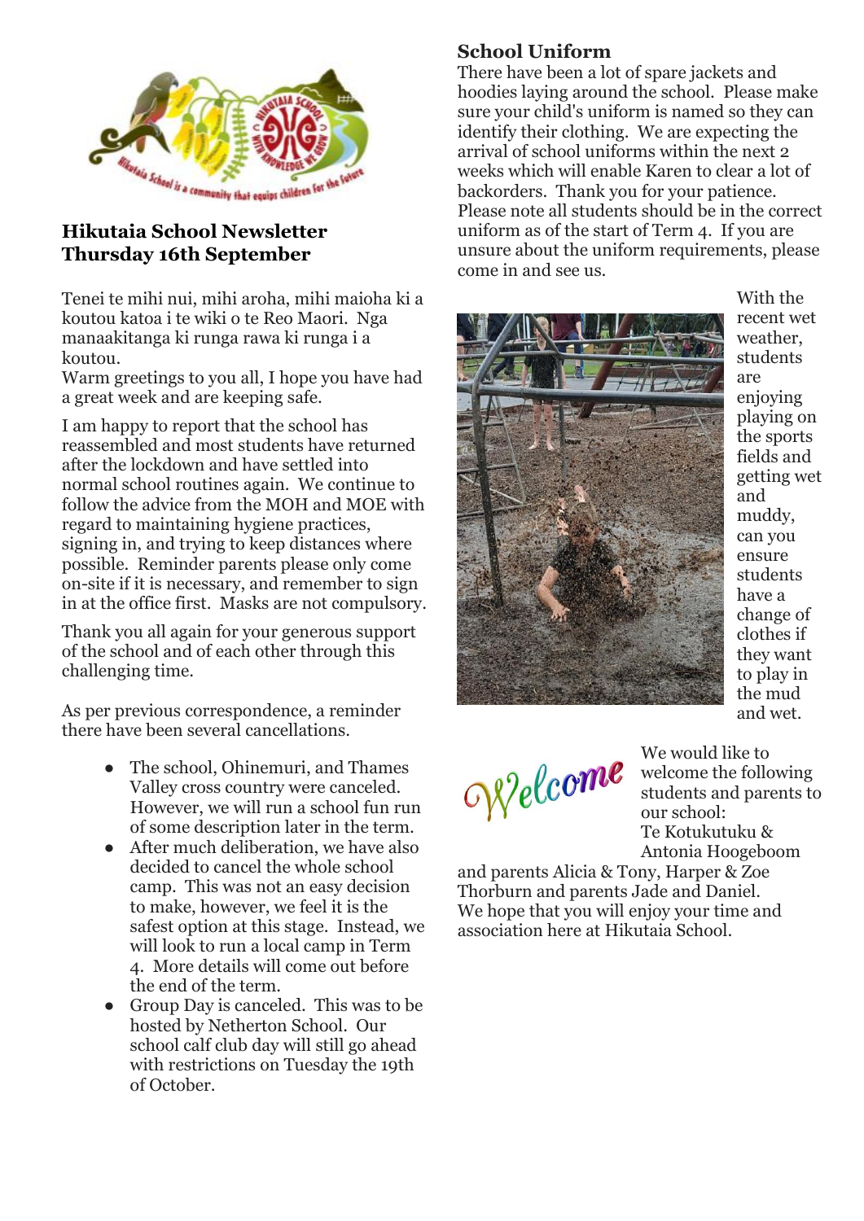# Hikutaia School Newsletter
# Thursday 16th September

Tenei te mihi nui, mihi aroha, mihi maioha ki a koutou katoa i te wiki o te Reo Maori. Nga manaakitanga ki runga rawa ki runga i a koutou.
Warm greetings to you all, I hope you have had a great week and are keeping safe.

I am happy to report that the school has reassembled and most students have returned after the lockdown and have settled into normal school routines again. We continue to follow the advice from the MOH and MOE with regard to maintaining hygiene practices, signing in, and trying to keep distances where possible. Reminder parents please only come on-site if it is necessary, and remember to sign in at the office first. Masks are not compulsory.

Thank you all again for your generous support of the school and of each other through this challenging time.

As per previous correspondence, a reminder there have been several cancellations.

- The school, Ohinemuri, and Thames Valley cross country were canceled. However, we will run a school fun run of some description later in the term.
- After much deliberation, we have also decided to cancel the whole school camp. This was not an easy decision to make, however, we feel it is the safest option at this stage. Instead, we will look to run a local camp in Term 4. More details will come out before the end of the term.
- Group Day is canceled. This was to be hosted by Netherton School. Our school calf club day will still go ahead with restrictions on Tuesday the 19th of October.

## School Uniform

There have been a lot of spare jackets and hoodies laying around the school. Please make sure your child's uniform is named so they can identify their clothing. We are expecting the arrival of school uniforms within the next 2 weeks which will enable Karen to clear a lot of backorders. Thank you for your patience. Please note all students should be in the correct uniform as of the start of Term 4. If you are unsure about the uniform requirements, please come in and see us.

With the recent wet weather, students are enjoying playing on the sports fields and getting wet and muddy, can you ensure students have a change of clothes if they want to play in the mud and wet.

Welcome

We would like to welcome the following students and parents to our school:
Te Kotukutuku & Antonia Hoogeboom and parents Alicia & Tony, Harper & Zoe Thorburn and parents Jade and Daniel.
We hope that you will enjoy your time and association here at Hikutaia School.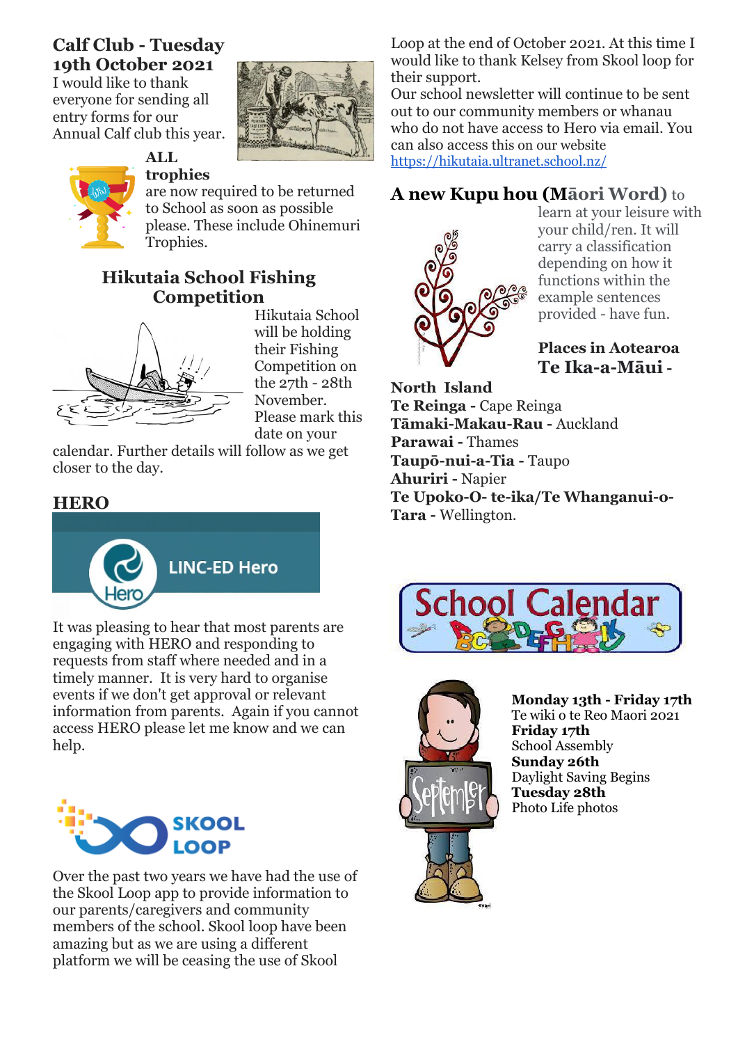## Calf Club - Tuesday 19th October 2021

I would like to thank everyone for sending all entry forms for our Annual Calf club this year.

**ALL trophies** are now required to be returned to School as soon as possible please. These include Ohinemuri Trophies.

## Hikutaia School Fishing Competition

Hikutaia School will be holding their Fishing Competition on the 27th - 28th November. Please mark this date on your calendar. Further details will follow as we get closer to the day.

## HERO

LINC-ED Hero

It was pleasing to hear that most parents are engaging with HERO and responding to requests from staff where needed and in a timely manner. It is very hard to organise events if we don't get approval or relevant information from parents. Again if you cannot access HERO please let me know and we can help.

SKOOL LOOP

Over the past two years we have had the use of the Skool Loop app to provide information to our parents/caregivers and community members of the school. Skool loop have been amazing but as we are using a different platform we will be ceasing the use of Skool Loop at the end of October 2021. At this time I would like to thank Kelsey from Skool loop for their support.

Our school newsletter will continue to be sent out to our community members or whanau who do not have access to Hero via email. You can also access this on our website https://hikutaia.ultranet.school.nz/

## A new Kupu hou (Māori Word) to

learn at your leisure with your child/ren. It will carry a classification depending on how it functions within the example sentences provided - have fun.

**Places in Aotearoa**

**Te Ika-a-Māui - North Island**

**Te Reinga -** Cape Reinga

**Tāmaki-Makau-Rau -** Auckland

**Parawai -** Thames

**Taupō-nui-a-Tia -** Taupo

**Ahuriri -** Napier

**Te Upoko-O- te-ika/Te Whanganui-o-Tara -** Wellington.

## School Calendar

September

**Monday 13th - Friday 17th**
Te wiki o te Reo Maori 2021

**Friday 17th**
School Assembly

**Sunday 26th**
Daylight Saving Begins

**Tuesday 28th**
Photo Life photos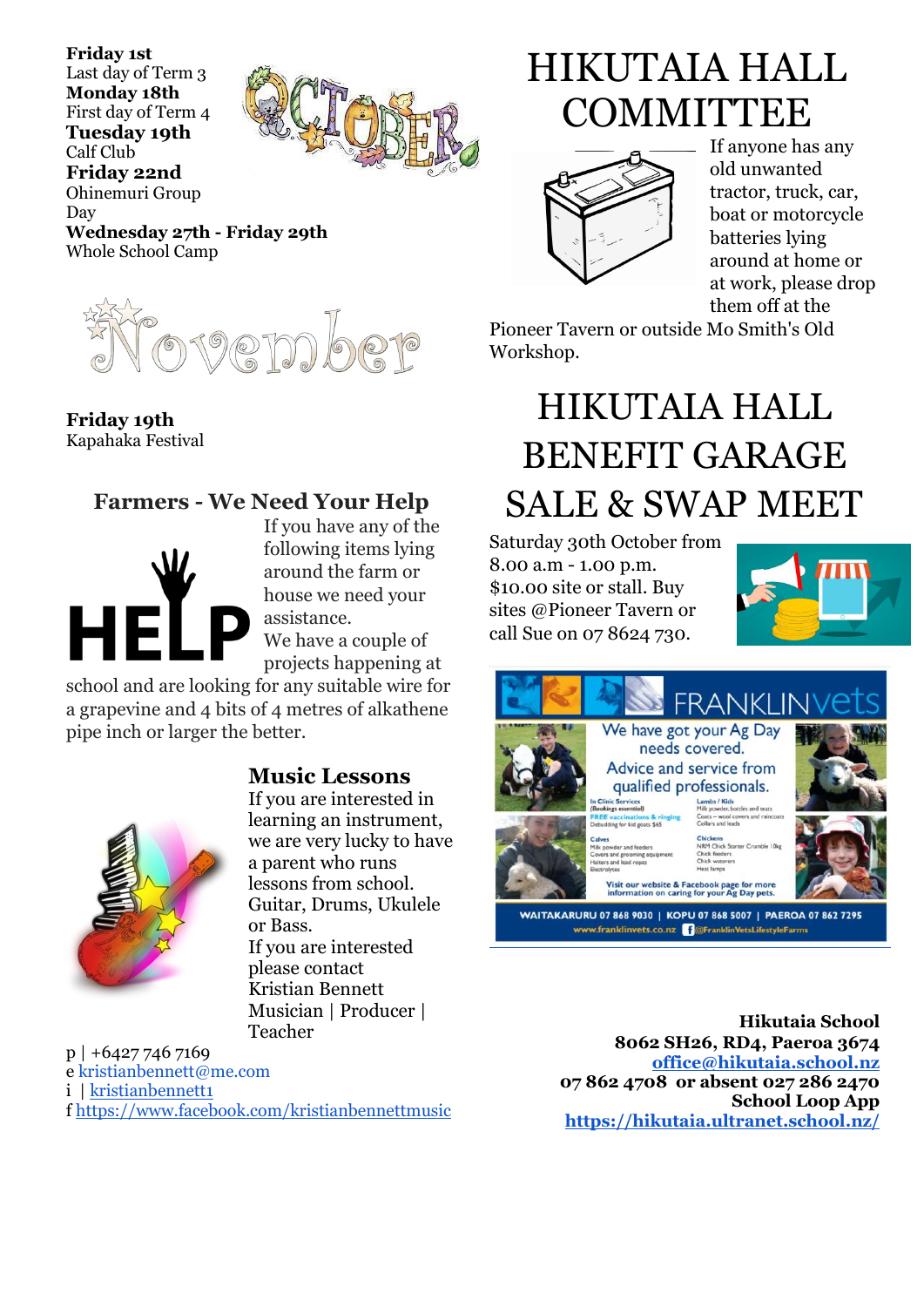**Friday 1st**
Last day of Term 3
**Monday 18th**
First day of Term 4
**Tuesday 19th**
Calf Club
**Friday 22nd**
Ohinemuri Group Day
**Wednesday 27th - Friday 29th**
Whole School Camp

**Friday 19th**
Kapahaka Festival

## Farmers - We Need Your Help

If you have any of the following items lying around the farm or house we need your assistance.
We have a couple of projects happening at school and are looking for any suitable wire for a grapevine and 4 bits of 4 metres of alkathene pipe inch or larger the better.

## Music Lessons

If you are interested in learning an instrument, we are very lucky to have a parent who runs lessons from school. Guitar, Drums, Ukulele or Bass.
If you are interested please contact
Kristian Bennett
Musician | Producer | Teacher

p | +6427 746 7169
e kristianbennett@me.com
i | kristianbennett1
f https://www.facebook.com/kristianbennettmusic

# HIKUTAIA HALL COMMITTEE

If anyone has any old unwanted tractor, truck, car, boat or motorcycle batteries lying around at home or at work, please drop them off at the Pioneer Tavern or outside Mo Smith's Old Workshop.

# HIKUTAIA HALL BENEFIT GARAGE SALE & SWAP MEET

Saturday 30th October from 8.00 a.m - 1.00 p.m.
$10.00 site or stall. Buy sites @Pioneer Tavern or call Sue on 07 8624 730.

**Hikutaia School**
**8062 SH26, RD4, Paeroa 3674**
**office@hikutaia.school.nz**
**07 862 4708 or absent 027 286 2470**
**School Loop App**
**https://hikutaia.ultranet.school.nz/**